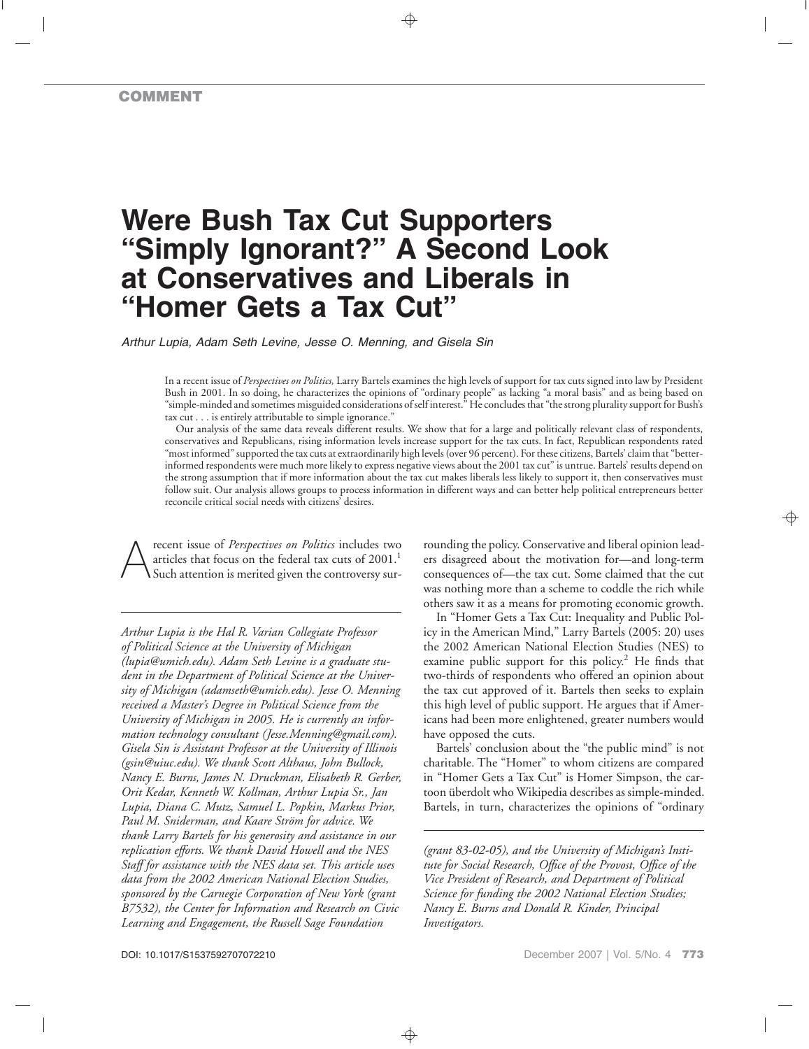**COMMENT**

# Were Bush Tax Cut Supporters "Simply Ignorant?" A Second Look at Conservatives and Liberals in "Homer Gets a Tax Cut"

*Arthur Lupia, Adam Seth Levine, Jesse O. Menning, and Gisela Sin*

In a recent issue of *Perspectives on Politics,* Larry Bartels examines the high levels of support for tax cuts signed into law by President Bush in 2001. In so doing, he characterizes the opinions of "ordinary people" as lacking "a moral basis" and as being based on "simple-minded and sometimes misguided considerations of self interest." He concludes that "the strong plurality support for Bush's tax cut . . . is entirely attributable to simple ignorance."

Our analysis of the same data reveals different results. We show that for a large and politically relevant class of respondents, conservatives and Republicans, rising information levels increase support for the tax cuts. In fact, Republican respondents rated "most informed" supported the tax cuts at extraordinarily high levels (over 96 percent). For these citizens, Bartels' claim that "better-informed respondents were much more likely to express negative views about the 2001 tax cut" is untrue. Bartels' results depend on the strong assumption that if more information about the tax cut makes liberals less likely to support it, then conservatives must follow suit. Our analysis allows groups to process information in different ways and can better help political entrepreneurs better reconcile critical social needs with citizens' desires.

A recent issue of *Perspectives on Politics* includes two articles that focus on the federal tax cuts of 2001.[1] Such attention is merited given the controversy surrounding the policy. Conservative and liberal opinion leaders disagreed about the motivation for—and long-term consequences of—the tax cut. Some claimed that the cut was nothing more than a scheme to coddle the rich while others saw it as a means for promoting economic growth.

In "Homer Gets a Tax Cut: Inequality and Public Policy in the American Mind," Larry Bartels (2005: 20) uses the 2002 American National Election Studies (NES) to examine public support for this policy.[2] He finds that two-thirds of respondents who offered an opinion about the tax cut approved of it. Bartels then seeks to explain this high level of public support. He argues that if Americans had been more enlightened, greater numbers would have opposed the cuts.

Bartels' conclusion about the "the public mind" is not charitable. The "Homer" to whom citizens are compared in "Homer Gets a Tax Cut" is Homer Simpson, the cartoon überdolt who Wikipedia describes as simple-minded. Bartels, in turn, characterizes the opinions of "ordinary

---

*Arthur Lupia is the Hal R. Varian Collegiate Professor of Political Science at the University of Michigan (lupia@umich.edu). Adam Seth Levine is a graduate student in the Department of Political Science at the University of Michigan (adamseth@umich.edu). Jesse O. Menning received a Master's Degree in Political Science from the University of Michigan in 2005. He is currently an information technology consultant (Jesse.Menning@gmail.com). Gisela Sin is Assistant Professor at the University of Illinois (gsin@uiuc.edu). We thank Scott Althaus, John Bullock, Nancy E. Burns, James N. Druckman, Elisabeth R. Gerber, Orit Kedar, Kenneth W. Kollman, Arthur Lupia Sr., Jan Lupia, Diana C. Mutz, Samuel L. Popkin, Markus Prior, Paul M. Sniderman, and Kaare Ström for advice. We thank Larry Bartels for his generosity and assistance in our replication efforts. We thank David Howell and the NES Staff for assistance with the NES data set. This article uses data from the 2002 American National Election Studies, sponsored by the Carnegie Corporation of New York (grant B7532), the Center for Information and Research on Civic Learning and Engagement, the Russell Sage Foundation (grant 83-02-05), and the University of Michigan's Institute for Social Research, Office of the Provost, Office of the Vice President of Research, and Department of Political Science for funding the 2002 National Election Studies; Nancy E. Burns and Donald R. Kinder, Principal Investigators.*

DOI: 10.1017/S1537592707072210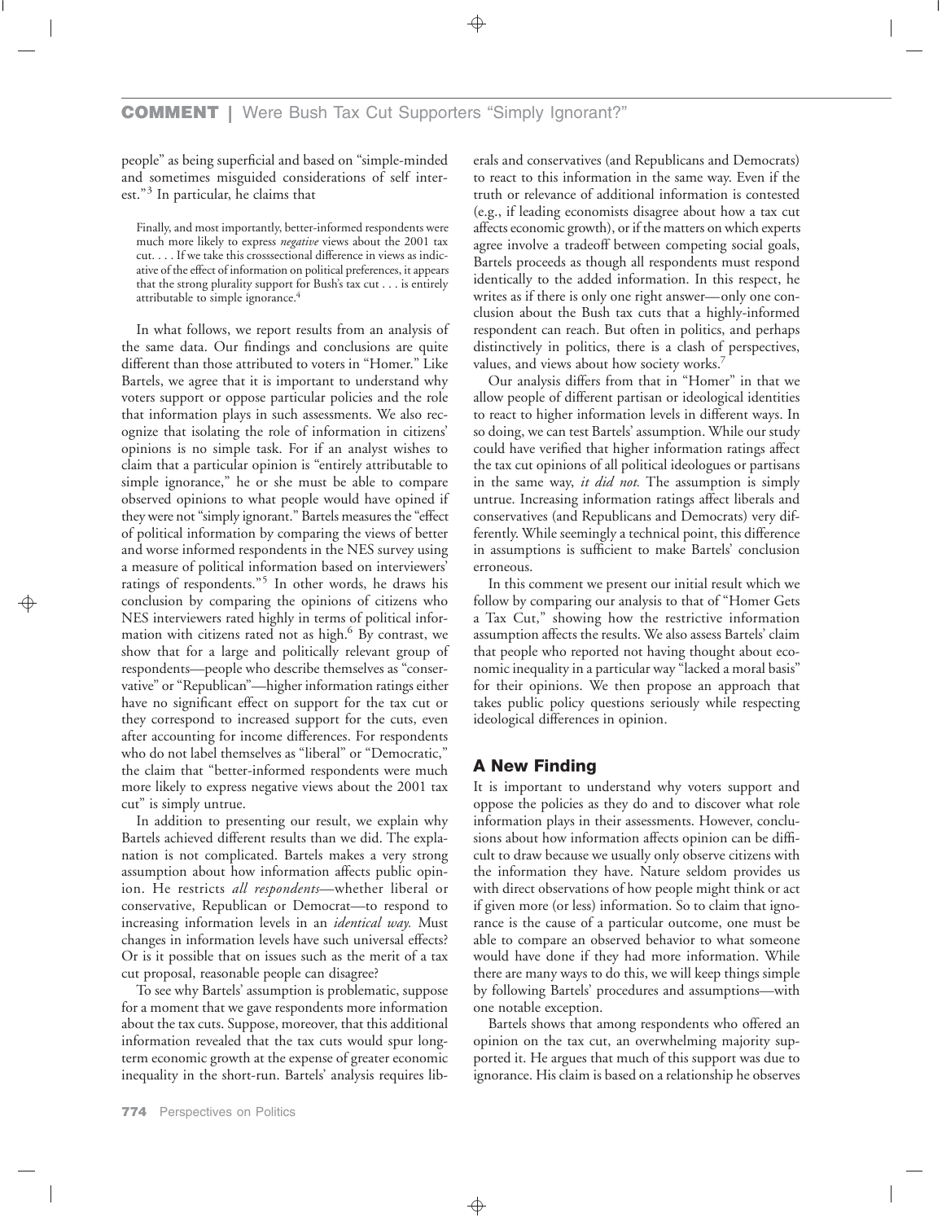people" as being superficial and based on "simple-minded and sometimes misguided considerations of self interest."[3] In particular, he claims that

> Finally, and most importantly, better-informed respondents were much more likely to express *negative* views about the 2001 tax cut. . . . If we take this crosssectional difference in views as indicative of the effect of information on political preferences, it appears that the strong plurality support for Bush's tax cut . . . is entirely attributable to simple ignorance.[4]

In what follows, we report results from an analysis of the same data. Our findings and conclusions are quite different than those attributed to voters in "Homer." Like Bartels, we agree that it is important to understand why voters support or oppose particular policies and the role that information plays in such assessments. We also recognize that isolating the role of information in citizens' opinions is no simple task. For if an analyst wishes to claim that a particular opinion is "entirely attributable to simple ignorance," he or she must be able to compare observed opinions to what people would have opined if they were not "simply ignorant." Bartels measures the "effect of political information by comparing the views of better and worse informed respondents in the NES survey using a measure of political information based on interviewers' ratings of respondents."[5] In other words, he draws his conclusion by comparing the opinions of citizens who NES interviewers rated highly in terms of political information with citizens rated not as high.[6] By contrast, we show that for a large and politically relevant group of respondents—people who describe themselves as "conservative" or "Republican"—higher information ratings either have no significant effect on support for the tax cut or they correspond to increased support for the cuts, even after accounting for income differences. For respondents who do not label themselves as "liberal" or "Democratic," the claim that "better-informed respondents were much more likely to express negative views about the 2001 tax cut" is simply untrue.

In addition to presenting our result, we explain why Bartels achieved different results than we did. The explanation is not complicated. Bartels makes a very strong assumption about how information affects public opinion. He restricts *all respondents*—whether liberal or conservative, Republican or Democrat—to respond to increasing information levels in an *identical way.* Must changes in information levels have such universal effects? Or is it possible that on issues such as the merit of a tax cut proposal, reasonable people can disagree?

To see why Bartels' assumption is problematic, suppose for a moment that we gave respondents more information about the tax cuts. Suppose, moreover, that this additional information revealed that the tax cuts would spur long-term economic growth at the expense of greater economic inequality in the short-run. Bartels' analysis requires liberals and conservatives (and Republicans and Democrats) to react to this information in the same way. Even if the truth or relevance of additional information is contested (e.g., if leading economists disagree about how a tax cut affects economic growth), or if the matters on which experts agree involve a tradeoff between competing social goals, Bartels proceeds as though all respondents must respond identically to the added information. In this respect, he writes as if there is only one right answer—only one conclusion about the Bush tax cuts that a highly-informed respondent can reach. But often in politics, and perhaps distinctively in politics, there is a clash of perspectives, values, and views about how society works.[7]

Our analysis differs from that in "Homer" in that we allow people of different partisan or ideological identities to react to higher information levels in different ways. In so doing, we can test Bartels' assumption. While our study could have verified that higher information ratings affect the tax cut opinions of all political ideologues or partisans in the same way, *it did not.* The assumption is simply untrue. Increasing information ratings affect liberals and conservatives (and Republicans and Democrats) very differently. While seemingly a technical point, this difference in assumptions is sufficient to make Bartels' conclusion erroneous.

In this comment we present our initial result which we follow by comparing our analysis to that of "Homer Gets a Tax Cut," showing how the restrictive information assumption affects the results. We also assess Bartels' claim that people who reported not having thought about economic inequality in a particular way "lacked a moral basis" for their opinions. We then propose an approach that takes public policy questions seriously while respecting ideological differences in opinion.

## A New Finding

It is important to understand why voters support and oppose the policies as they do and to discover what role information plays in their assessments. However, conclusions about how information affects opinion can be difficult to draw because we usually only observe citizens with the information they have. Nature seldom provides us with direct observations of how people might think or act if given more (or less) information. So to claim that ignorance is the cause of a particular outcome, one must be able to compare an observed behavior to what someone would have done if they had more information. While there are many ways to do this, we will keep things simple by following Bartels' procedures and assumptions—with one notable exception.

Bartels shows that among respondents who offered an opinion on the tax cut, an overwhelming majority supported it. He argues that much of this support was due to ignorance. His claim is based on a relationship he observes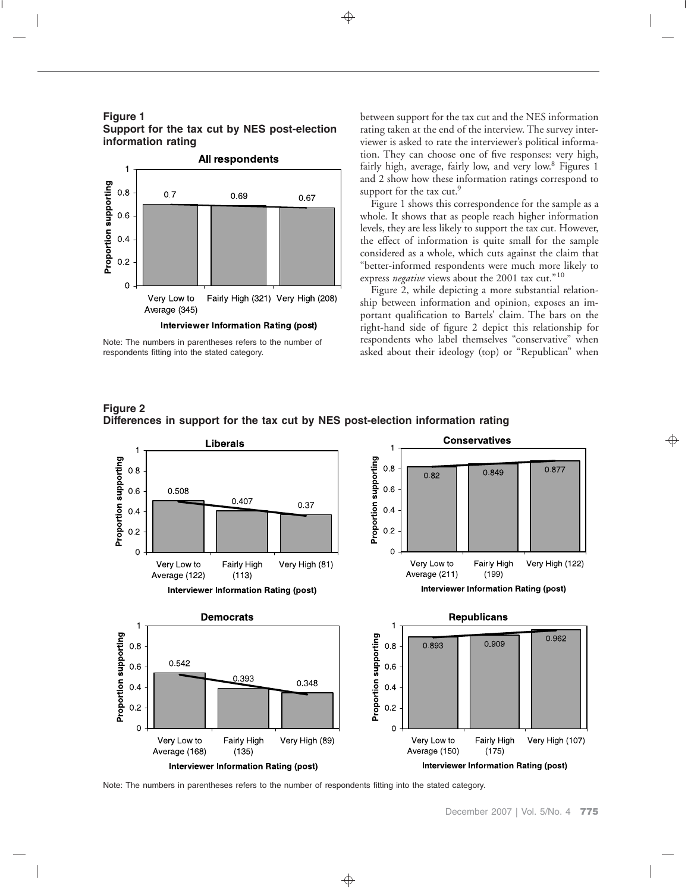**Figure 1**
**Support for the tax cut by NES post-election information rating**

Note: The numbers in parentheses refers to the number of respondents fitting into the stated category.

between support for the tax cut and the NES information rating taken at the end of the interview. The survey interviewer is asked to rate the interviewer's political information. They can choose one of five responses: very high, fairly high, average, fairly low, and very low.[8] Figures 1 and 2 show how these information ratings correspond to support for the tax cut.[9]

Figure 1 shows this correspondence for the sample as a whole. It shows that as people reach higher information levels, they are less likely to support the tax cut. However, the effect of information is quite small for the sample considered as a whole, which cuts against the claim that "better-informed respondents were much more likely to express *negative* views about the 2001 tax cut."[10]

Figure 2, while depicting a more substantial relationship between information and opinion, exposes an important qualification to Bartels' claim. The bars on the right-hand side of figure 2 depict this relationship for respondents who label themselves "conservative" when asked about their ideology (top) or "Republican" when

**Figure 2**
**Differences in support for the tax cut by NES post-election information rating**

Note: The numbers in parentheses refers to the number of respondents fitting into the stated category.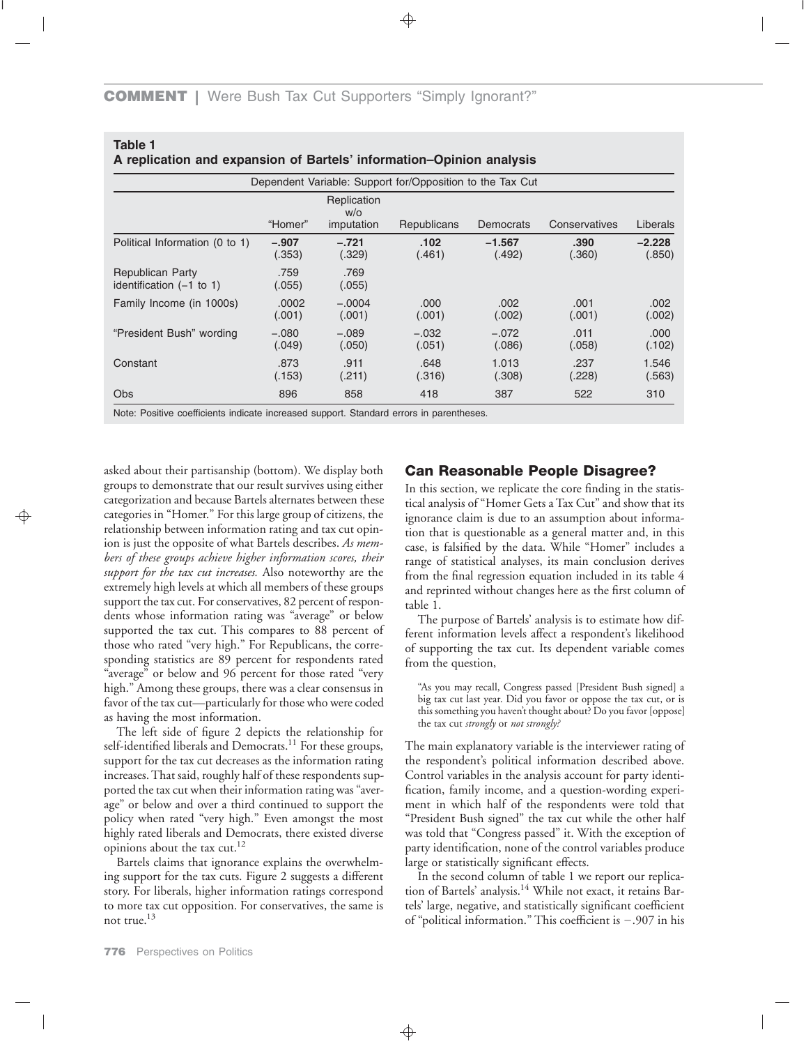**Table 1**
**A replication and expansion of Bartels' information–Opinion analysis**

| Dependent Variable: Support for/Opposition to the Tax Cut | | | | | | |
|---|---|---|---|---|---|---|
| | "Homer" | Replication w/o imputation | Republicans | Democrats | Conservatives | Liberals |
| Political Information (0 to 1) | **–.907** (.353) | **–.721** (.329) | **.102** (.461) | **–1.567** (.492) | **.390** (.360) | **–2.228** (.850) |
| Republican Party identification (–1 to 1) | .759 (.055) | .769 (.055) | | | | |
| Family Income (in 1000s) | .0002 (.001) | –.0004 (.001) | .000 (.001) | .002 (.002) | .001 (.001) | .002 (.002) |
| "President Bush" wording | –.080 (.049) | –.089 (.050) | –.032 (.051) | –.072 (.086) | .011 (.058) | .000 (.102) |
| Constant | .873 (.153) | .911 (.211) | .648 (.316) | 1.013 (.308) | .237 (.228) | 1.546 (.563) |
| Obs | 896 | 858 | 418 | 387 | 522 | 310 |

Note: Positive coefficients indicate increased support. Standard errors in parentheses.

asked about their partisanship (bottom). We display both groups to demonstrate that our result survives using either categorization and because Bartels alternates between these categories in "Homer." For this large group of citizens, the relationship between information rating and tax cut opinion is just the opposite of what Bartels describes. *As members of these groups achieve higher information scores, their support for the tax cut increases.* Also noteworthy are the extremely high levels at which all members of these groups support the tax cut. For conservatives, 82 percent of respondents whose information rating was "average" or below supported the tax cut. This compares to 88 percent of those who rated "very high." For Republicans, the corresponding statistics are 89 percent for respondents rated "average" or below and 96 percent for those rated "very high." Among these groups, there was a clear consensus in favor of the tax cut—particularly for those who were coded as having the most information.

The left side of figure 2 depicts the relationship for self-identified liberals and Democrats.[11] For these groups, support for the tax cut decreases as the information rating increases. That said, roughly half of these respondents supported the tax cut when their information rating was "average" or below and over a third continued to support the policy when rated "very high." Even amongst the most highly rated liberals and Democrats, there existed diverse opinions about the tax cut.[12]

Bartels claims that ignorance explains the overwhelming support for the tax cuts. Figure 2 suggests a different story. For liberals, higher information ratings correspond to more tax cut opposition. For conservatives, the same is not true.[13]

## Can Reasonable People Disagree?

In this section, we replicate the core finding in the statistical analysis of "Homer Gets a Tax Cut" and show that its ignorance claim is due to an assumption about information that is questionable as a general matter and, in this case, is falsified by the data. While "Homer" includes a range of statistical analyses, its main conclusion derives from the final regression equation included in its table 4 and reprinted without changes here as the first column of table 1.

The purpose of Bartels' analysis is to estimate how different information levels affect a respondent's likelihood of supporting the tax cut. Its dependent variable comes from the question,

> "As you may recall, Congress passed [President Bush signed] a big tax cut last year. Did you favor or oppose the tax cut, or is this something you haven't thought about? Do you favor [oppose] the tax cut *strongly* or *not strongly?*

The main explanatory variable is the interviewer rating of the respondent's political information described above. Control variables in the analysis account for party identification, family income, and a question-wording experiment in which half of the respondents were told that "President Bush signed" the tax cut while the other half was told that "Congress passed" it. With the exception of party identification, none of the control variables produce large or statistically significant effects.

In the second column of table 1 we report our replication of Bartels' analysis.[14] While not exact, it retains Bartels' large, negative, and statistically significant coefficient of "political information." This coefficient is −.907 in his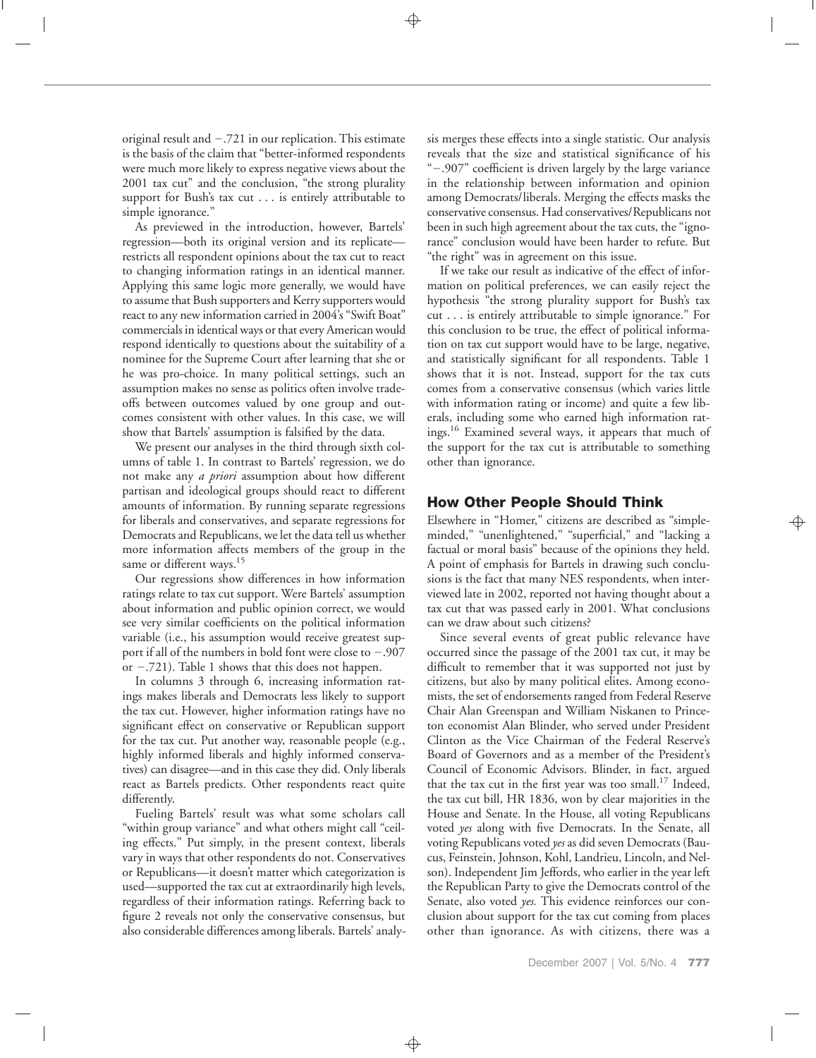original result and −.721 in our replication. This estimate is the basis of the claim that "better-informed respondents were much more likely to express negative views about the 2001 tax cut" and the conclusion, "the strong plurality support for Bush's tax cut . . . is entirely attributable to simple ignorance."

As previewed in the introduction, however, Bartels' regression—both its original version and its replicate—restricts all respondent opinions about the tax cut to react to changing information ratings in an identical manner. Applying this same logic more generally, we would have to assume that Bush supporters and Kerry supporters would react to any new information carried in 2004's "Swift Boat" commercials in identical ways or that every American would respond identically to questions about the suitability of a nominee for the Supreme Court after learning that she or he was pro-choice. In many political settings, such an assumption makes no sense as politics often involve trade-offs between outcomes valued by one group and outcomes consistent with other values. In this case, we will show that Bartels' assumption is falsified by the data.

We present our analyses in the third through sixth columns of table 1. In contrast to Bartels' regression, we do not make any *a priori* assumption about how different partisan and ideological groups should react to different amounts of information. By running separate regressions for liberals and conservatives, and separate regressions for Democrats and Republicans, we let the data tell us whether more information affects members of the group in the same or different ways.[15]

Our regressions show differences in how information ratings relate to tax cut support. Were Bartels' assumption about information and public opinion correct, we would see very similar coefficients on the political information variable (i.e., his assumption would receive greatest support if all of the numbers in bold font were close to −.907 or −.721). Table 1 shows that this does not happen.

In columns 3 through 6, increasing information ratings makes liberals and Democrats less likely to support the tax cut. However, higher information ratings have no significant effect on conservative or Republican support for the tax cut. Put another way, reasonable people (e.g., highly informed liberals and highly informed conservatives) can disagree—and in this case they did. Only liberals react as Bartels predicts. Other respondents react quite differently.

Fueling Bartels' result was what some scholars call "within group variance" and what others might call "ceiling effects." Put simply, in the present context, liberals vary in ways that other respondents do not. Conservatives or Republicans—it doesn't matter which categorization is used—supported the tax cut at extraordinarily high levels, regardless of their information ratings. Referring back to figure 2 reveals not only the conservative consensus, but also considerable differences among liberals. Bartels' analysis merges these effects into a single statistic. Our analysis reveals that the size and statistical significance of his "−.907" coefficient is driven largely by the large variance in the relationship between information and opinion among Democrats/liberals. Merging the effects masks the conservative consensus. Had conservatives/Republicans not been in such high agreement about the tax cuts, the "ignorance" conclusion would have been harder to refute. But "the right" was in agreement on this issue.

If we take our result as indicative of the effect of information on political preferences, we can easily reject the hypothesis "the strong plurality support for Bush's tax cut . . . is entirely attributable to simple ignorance." For this conclusion to be true, the effect of political information on tax cut support would have to be large, negative, and statistically significant for all respondents. Table 1 shows that it is not. Instead, support for the tax cuts comes from a conservative consensus (which varies little with information rating or income) and quite a few liberals, including some who earned high information ratings.[16] Examined several ways, it appears that much of the support for the tax cut is attributable to something other than ignorance.

## How Other People Should Think

Elsewhere in "Homer," citizens are described as "simple-minded," "unenlightened," "superficial," and "lacking a factual or moral basis" because of the opinions they held. A point of emphasis for Bartels in drawing such conclusions is the fact that many NES respondents, when interviewed late in 2002, reported not having thought about a tax cut that was passed early in 2001. What conclusions can we draw about such citizens?

Since several events of great public relevance have occurred since the passage of the 2001 tax cut, it may be difficult to remember that it was supported not just by citizens, but also by many political elites. Among economists, the set of endorsements ranged from Federal Reserve Chair Alan Greenspan and William Niskanen to Princeton economist Alan Blinder, who served under President Clinton as the Vice Chairman of the Federal Reserve's Board of Governors and as a member of the President's Council of Economic Advisors. Blinder, in fact, argued that the tax cut in the first year was too small.[17] Indeed, the tax cut bill, HR 1836, won by clear majorities in the House and Senate. In the House, all voting Republicans voted *yes* along with five Democrats. In the Senate, all voting Republicans voted *yes* as did seven Democrats (Baucus, Feinstein, Johnson, Kohl, Landrieu, Lincoln, and Nelson). Independent Jim Jeffords, who earlier in the year left the Republican Party to give the Democrats control of the Senate, also voted *yes.* This evidence reinforces our conclusion about support for the tax cut coming from places other than ignorance. As with citizens, there was a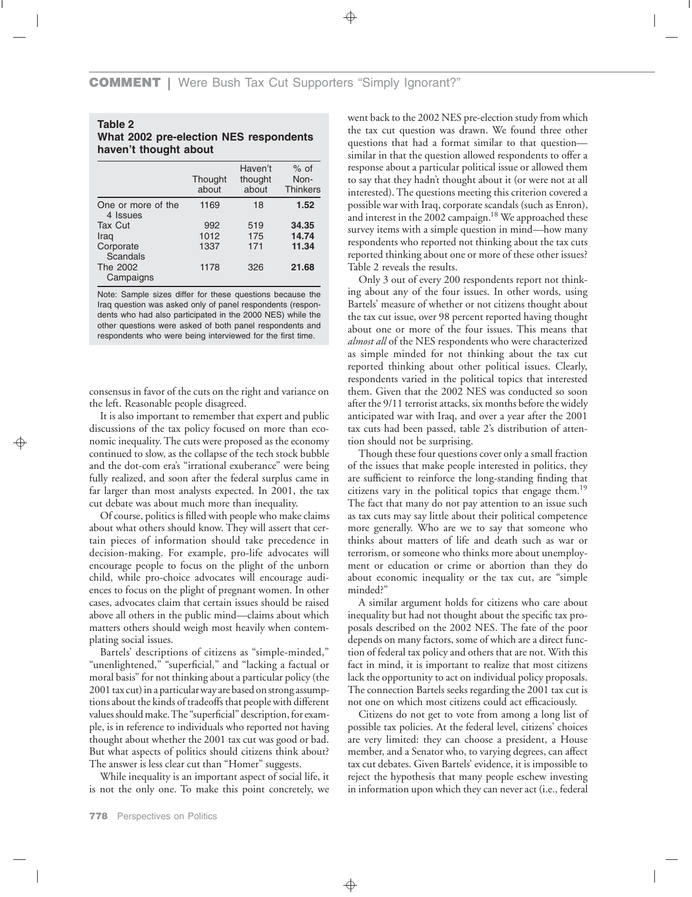**Table 2**
**What 2002 pre-election NES respondents haven't thought about**

| | Thought about | Haven't thought about | % of Non-Thinkers |
|---|---|---|---|
| One or more of the 4 Issues | 1169 | 18 | **1.52** |
| Tax Cut | 992 | 519 | **34.35** |
| Iraq | 1012 | 175 | **14.74** |
| Corporate Scandals | 1337 | 171 | **11.34** |
| The 2002 Campaigns | 1178 | 326 | **21.68** |

Note: Sample sizes differ for these questions because the Iraq question was asked only of panel respondents (respondents who had also participated in the 2000 NES) while the other questions were asked of both panel respondents and respondents who were being interviewed for the first time.

consensus in favor of the cuts on the right and variance on the left. Reasonable people disagreed.

It is also important to remember that expert and public discussions of the tax policy focused on more than economic inequality. The cuts were proposed as the economy continued to slow, as the collapse of the tech stock bubble and the dot-com era's "irrational exuberance" were being fully realized, and soon after the federal surplus came in far larger than most analysts expected. In 2001, the tax cut debate was about much more than inequality.

Of course, politics is filled with people who make claims about what others should know. They will assert that certain pieces of information should take precedence in decision-making. For example, pro-life advocates will encourage people to focus on the plight of the unborn child, while pro-choice advocates will encourage audiences to focus on the plight of pregnant women. In other cases, advocates claim that certain issues should be raised above all others in the public mind—claims about which matters others should weigh most heavily when contemplating social issues.

Bartels' descriptions of citizens as "simple-minded," "unenlightened," "superficial," and "lacking a factual or moral basis" for not thinking about a particular policy (the 2001 tax cut) in a particular way are based on strong assumptions about the kinds of tradeoffs that people with different values should make. The "superficial" description, for example, is in reference to individuals who reported not having thought about whether the 2001 tax cut was good or bad. But what aspects of politics should citizens think about? The answer is less clear cut than "Homer" suggests.

While inequality is an important aspect of social life, it is not the only one. To make this point concretely, we went back to the 2002 NES pre-election study from which the tax cut question was drawn. We found three other questions that had a format similar to that question—similar in that the question allowed respondents to offer a response about a particular political issue or allowed them to say that they hadn't thought about it (or were not at all interested). The questions meeting this criterion covered a possible war with Iraq, corporate scandals (such as Enron), and interest in the 2002 campaign.[18] We approached these survey items with a simple question in mind—how many respondents who reported not thinking about the tax cuts reported thinking about one or more of these other issues? Table 2 reveals the results.

Only 3 out of every 200 respondents report not thinking about any of the four issues. In other words, using Bartels' measure of whether or not citizens thought about the tax cut issue, over 98 percent reported having thought about one or more of the four issues. This means that *almost all* of the NES respondents who were characterized as simple minded for not thinking about the tax cut reported thinking about other political issues. Clearly, respondents varied in the political topics that interested them. Given that the 2002 NES was conducted so soon after the 9/11 terrorist attacks, six months before the widely anticipated war with Iraq, and over a year after the 2001 tax cuts had been passed, table 2's distribution of attention should not be surprising.

Though these four questions cover only a small fraction of the issues that make people interested in politics, they are sufficient to reinforce the long-standing finding that citizens vary in the political topics that engage them.[19] The fact that many do not pay attention to an issue such as tax cuts may say little about their political competence more generally. Who are we to say that someone who thinks about matters of life and death such as war or terrorism, or someone who thinks more about unemployment or education or crime or abortion than they do about economic inequality or the tax cut, are "simple minded?"

A similar argument holds for citizens who care about inequality but had not thought about the specific tax proposals described on the 2002 NES. The fate of the poor depends on many factors, some of which are a direct function of federal tax policy and others that are not. With this fact in mind, it is important to realize that most citizens lack the opportunity to act on individual policy proposals. The connection Bartels seeks regarding the 2001 tax cut is not one on which most citizens could act efficaciously.

Citizens do not get to vote from among a long list of possible tax policies. At the federal level, citizens' choices are very limited: they can choose a president, a House member, and a Senator who, to varying degrees, can affect tax cut debates. Given Bartels' evidence, it is impossible to reject the hypothesis that many people eschew investing in information upon which they can never act (i.e., federal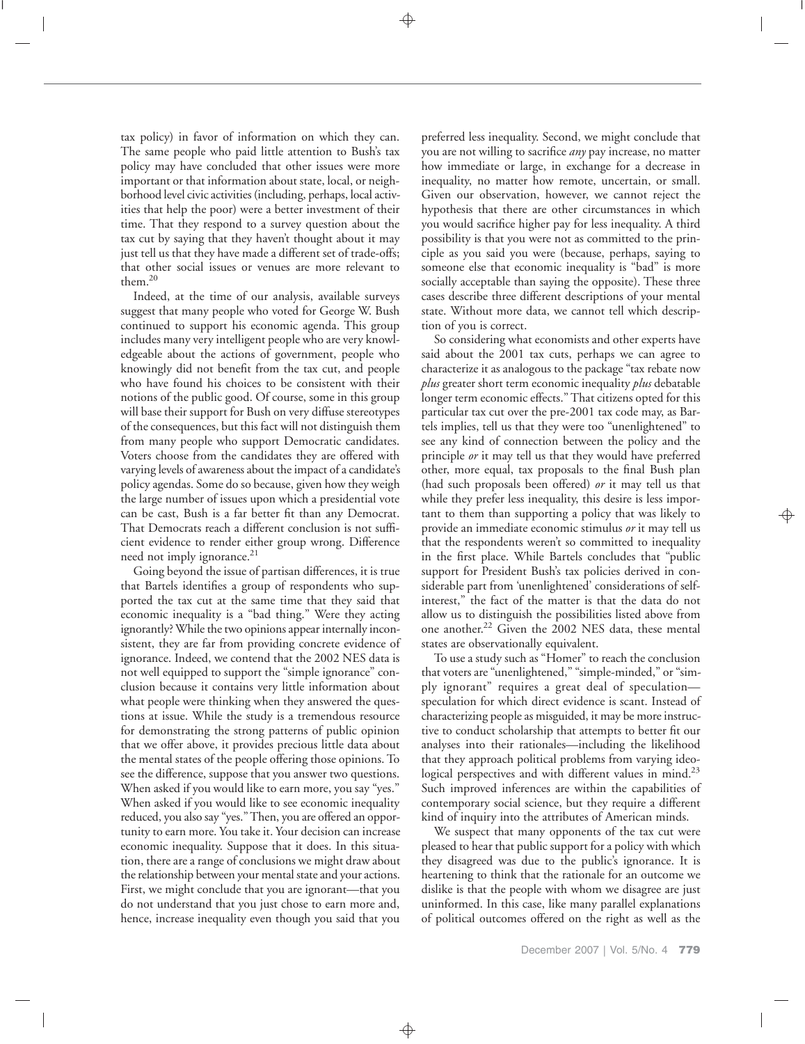tax policy) in favor of information on which they can. The same people who paid little attention to Bush's tax policy may have concluded that other issues were more important or that information about state, local, or neighborhood level civic activities (including, perhaps, local activities that help the poor) were a better investment of their time. That they respond to a survey question about the tax cut by saying that they haven't thought about it may just tell us that they have made a different set of trade-offs; that other social issues or venues are more relevant to them.[20]

Indeed, at the time of our analysis, available surveys suggest that many people who voted for George W. Bush continued to support his economic agenda. This group includes many very intelligent people who are very knowledgeable about the actions of government, people who knowingly did not benefit from the tax cut, and people who have found his choices to be consistent with their notions of the public good. Of course, some in this group will base their support for Bush on very diffuse stereotypes of the consequences, but this fact will not distinguish them from many people who support Democratic candidates. Voters choose from the candidates they are offered with varying levels of awareness about the impact of a candidate's policy agendas. Some do so because, given how they weigh the large number of issues upon which a presidential vote can be cast, Bush is a far better fit than any Democrat. That Democrats reach a different conclusion is not sufficient evidence to render either group wrong. Difference need not imply ignorance.[21]

Going beyond the issue of partisan differences, it is true that Bartels identifies a group of respondents who supported the tax cut at the same time that they said that economic inequality is a "bad thing." Were they acting ignorantly? While the two opinions appear internally inconsistent, they are far from providing concrete evidence of ignorance. Indeed, we contend that the 2002 NES data is not well equipped to support the "simple ignorance" conclusion because it contains very little information about what people were thinking when they answered the questions at issue. While the study is a tremendous resource for demonstrating the strong patterns of public opinion that we offer above, it provides precious little data about the mental states of the people offering those opinions. To see the difference, suppose that you answer two questions. When asked if you would like to earn more, you say "yes." When asked if you would like to see economic inequality reduced, you also say "yes." Then, you are offered an opportunity to earn more. You take it. Your decision can increase economic inequality. Suppose that it does. In this situation, there are a range of conclusions we might draw about the relationship between your mental state and your actions. First, we might conclude that you are ignorant—that you do not understand that you just chose to earn more and, hence, increase inequality even though you said that you preferred less inequality. Second, we might conclude that you are not willing to sacrifice *any* pay increase, no matter how immediate or large, in exchange for a decrease in inequality, no matter how remote, uncertain, or small. Given our observation, however, we cannot reject the hypothesis that there are other circumstances in which you would sacrifice higher pay for less inequality. A third possibility is that you were not as committed to the principle as you said you were (because, perhaps, saying to someone else that economic inequality is "bad" is more socially acceptable than saying the opposite). These three cases describe three different descriptions of your mental state. Without more data, we cannot tell which description of you is correct.

So considering what economists and other experts have said about the 2001 tax cuts, perhaps we can agree to characterize it as analogous to the package "tax rebate now *plus* greater short term economic inequality *plus* debatable longer term economic effects." That citizens opted for this particular tax cut over the pre-2001 tax code may, as Bartels implies, tell us that they were too "unenlightened" to see any kind of connection between the policy and the principle *or* it may tell us that they would have preferred other, more equal, tax proposals to the final Bush plan (had such proposals been offered) *or* it may tell us that while they prefer less inequality, this desire is less important to them than supporting a policy that was likely to provide an immediate economic stimulus *or* it may tell us that the respondents weren't so committed to inequality in the first place. While Bartels concludes that "public support for President Bush's tax policies derived in considerable part from 'unenlightened' considerations of self-interest," the fact of the matter is that the data do not allow us to distinguish the possibilities listed above from one another.[22] Given the 2002 NES data, these mental states are observationally equivalent.

To use a study such as "Homer" to reach the conclusion that voters are "unenlightened," "simple-minded," or "simply ignorant" requires a great deal of speculation—speculation for which direct evidence is scant. Instead of characterizing people as misguided, it may be more instructive to conduct scholarship that attempts to better fit our analyses into their rationales—including the likelihood that they approach political problems from varying ideological perspectives and with different values in mind.[23] Such improved inferences are within the capabilities of contemporary social science, but they require a different kind of inquiry into the attributes of American minds.

We suspect that many opponents of the tax cut were pleased to hear that public support for a policy with which they disagreed was due to the public's ignorance. It is heartening to think that the rationale for an outcome we dislike is that the people with whom we disagree are just uninformed. In this case, like many parallel explanations of political outcomes offered on the right as well as the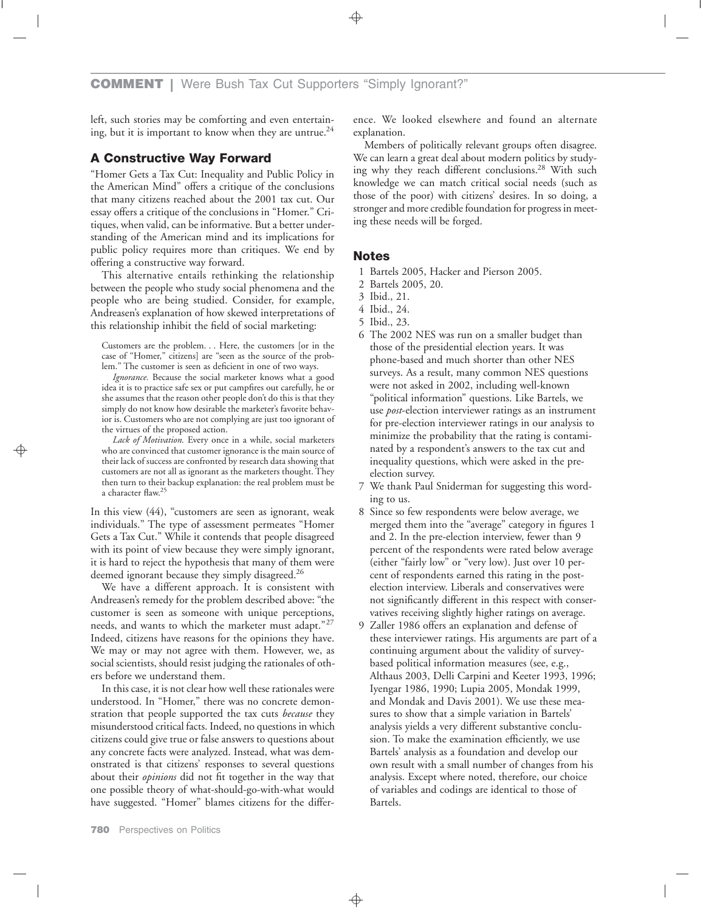left, such stories may be comforting and even entertaining, but it is important to know when they are untrue.[24]

## A Constructive Way Forward

"Homer Gets a Tax Cut: Inequality and Public Policy in the American Mind" offers a critique of the conclusions that many citizens reached about the 2001 tax cut. Our essay offers a critique of the conclusions in "Homer." Critiques, when valid, can be informative. But a better understanding of the American mind and its implications for public policy requires more than critiques. We end by offering a constructive way forward.

This alternative entails rethinking the relationship between the people who study social phenomena and the people who are being studied. Consider, for example, Andreasen's explanation of how skewed interpretations of this relationship inhibit the field of social marketing:

> Customers are the problem. . . Here, the customers [or in the case of "Homer," citizens] are "seen as the source of the problem." The customer is seen as deficient in one of two ways.
>
> *Ignorance.* Because the social marketer knows what a good idea it is to practice safe sex or put campfires out carefully, he or she assumes that the reason other people don't do this is that they simply do not know how desirable the marketer's favorite behavior is. Customers who are not complying are just too ignorant of the virtues of the proposed action.
>
> *Lack of Motivation.* Every once in a while, social marketers who are convinced that customer ignorance is the main source of their lack of success are confronted by research data showing that customers are not all as ignorant as the marketers thought. They then turn to their backup explanation: the real problem must be a character flaw.[25]

In this view (44), "customers are seen as ignorant, weak individuals." The type of assessment permeates "Homer Gets a Tax Cut." While it contends that people disagreed with its point of view because they were simply ignorant, it is hard to reject the hypothesis that many of them were deemed ignorant because they simply disagreed.[26]

We have a different approach. It is consistent with Andreasen's remedy for the problem described above: "the customer is seen as someone with unique perceptions, needs, and wants to which the marketer must adapt."[27] Indeed, citizens have reasons for the opinions they have. We may or may not agree with them. However, we, as social scientists, should resist judging the rationales of others before we understand them.

In this case, it is not clear how well these rationales were understood. In "Homer," there was no concrete demonstration that people supported the tax cuts *because* they misunderstood critical facts. Indeed, no questions in which citizens could give true or false answers to questions about any concrete facts were analyzed. Instead, what was demonstrated is that citizens' responses to several questions about their *opinions* did not fit together in the way that one possible theory of what-should-go-with-what would have suggested. "Homer" blames citizens for the difference. We looked elsewhere and found an alternate explanation.

Members of politically relevant groups often disagree. We can learn a great deal about modern politics by studying why they reach different conclusions.[28] With such knowledge we can match critical social needs (such as those of the poor) with citizens' desires. In so doing, a stronger and more credible foundation for progress in meeting these needs will be forged.

## Notes

1 Bartels 2005, Hacker and Pierson 2005.

2 Bartels 2005, 20.

3 Ibid., 21.

4 Ibid., 24.

5 Ibid., 23.

6 The 2002 NES was run on a smaller budget than those of the presidential election years. It was phone-based and much shorter than other NES surveys. As a result, many common NES questions were not asked in 2002, including well-known "political information" questions. Like Bartels, we use *post*-election interviewer ratings as an instrument for pre-election interviewer ratings in our analysis to minimize the probability that the rating is contaminated by a respondent's answers to the tax cut and inequality questions, which were asked in the pre-election survey.

7 We thank Paul Sniderman for suggesting this wording to us.

8 Since so few respondents were below average, we merged them into the "average" category in figures 1 and 2. In the pre-election interview, fewer than 9 percent of the respondents were rated below average (either "fairly low" or "very low). Just over 10 percent of respondents earned this rating in the post-election interview. Liberals and conservatives were not significantly different in this respect with conservatives receiving slightly higher ratings on average.

9 Zaller 1986 offers an explanation and defense of these interviewer ratings. His arguments are part of a continuing argument about the validity of survey-based political information measures (see, e.g., Althaus 2003, Delli Carpini and Keeter 1993, 1996; Iyengar 1986, 1990; Lupia 2005, Mondak 1999, and Mondak and Davis 2001). We use these measures to show that a simple variation in Bartels' analysis yields a very different substantive conclusion. To make the examination efficiently, we use Bartels' analysis as a foundation and develop our own result with a small number of changes from his analysis. Except where noted, therefore, our choice of variables and codings are identical to those of Bartels.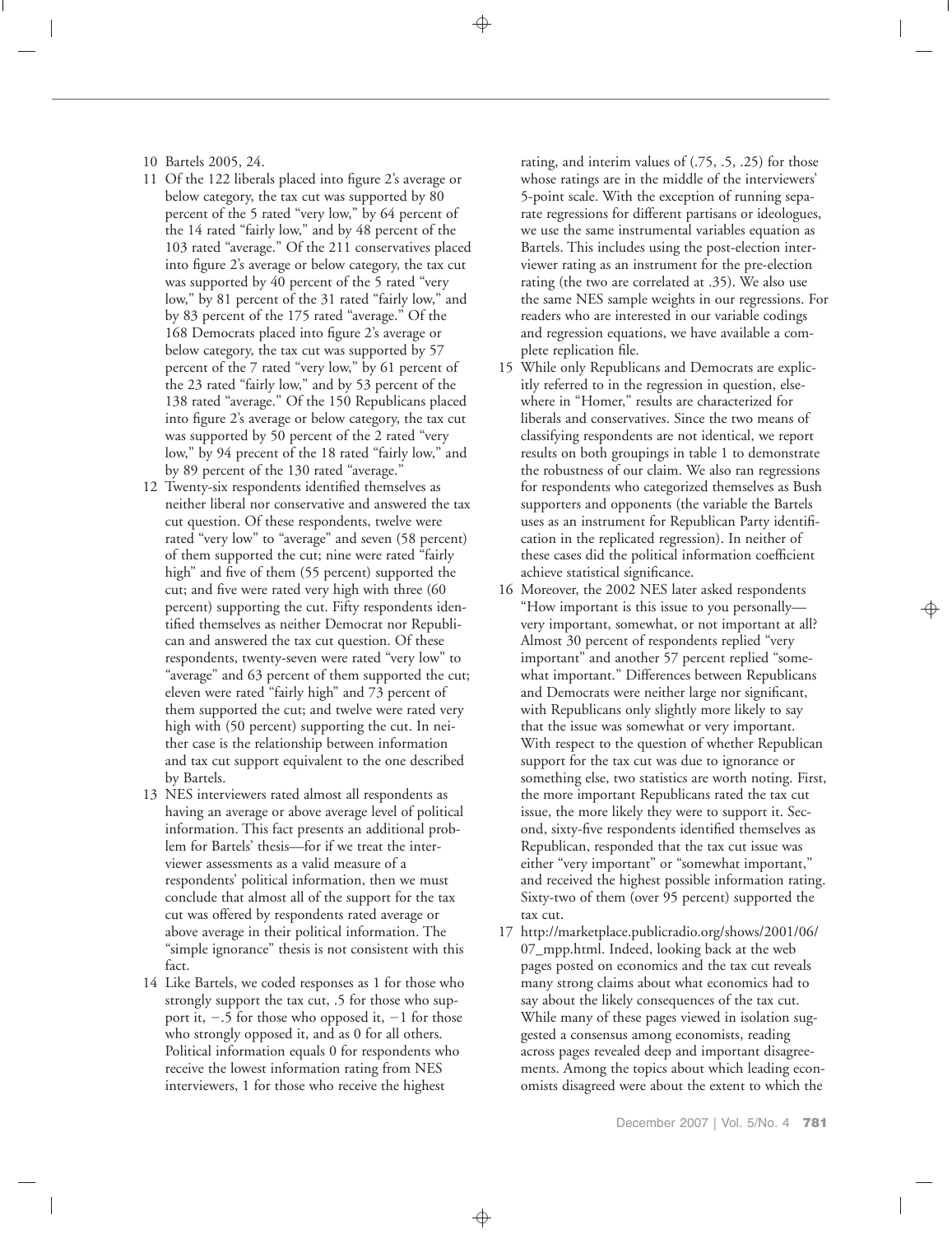10 Bartels 2005, 24.

11 Of the 122 liberals placed into figure 2's average or below category, the tax cut was supported by 80 percent of the 5 rated "very low," by 64 percent of the 14 rated "fairly low," and by 48 percent of the 103 rated "average." Of the 211 conservatives placed into figure 2's average or below category, the tax cut was supported by 40 percent of the 5 rated "very low," by 81 percent of the 31 rated "fairly low," and by 83 percent of the 175 rated "average." Of the 168 Democrats placed into figure 2's average or below category, the tax cut was supported by 57 percent of the 7 rated "very low," by 61 percent of the 23 rated "fairly low," and by 53 percent of the 138 rated "average." Of the 150 Republicans placed into figure 2's average or below category, the tax cut was supported by 50 percent of the 2 rated "very low," by 94 precent of the 18 rated "fairly low," and by 89 percent of the 130 rated "average."

12 Twenty-six respondents identified themselves as neither liberal nor conservative and answered the tax cut question. Of these respondents, twelve were rated "very low" to "average" and seven (58 percent) of them supported the cut; nine were rated "fairly high" and five of them (55 percent) supported the cut; and five were rated very high with three (60 percent) supporting the cut. Fifty respondents identified themselves as neither Democrat nor Republican and answered the tax cut question. Of these respondents, twenty-seven were rated "very low" to "average" and 63 percent of them supported the cut; eleven were rated "fairly high" and 73 percent of them supported the cut; and twelve were rated very high with (50 percent) supporting the cut. In neither case is the relationship between information and tax cut support equivalent to the one described by Bartels.

13 NES interviewers rated almost all respondents as having an average or above average level of political information. This fact presents an additional problem for Bartels' thesis—for if we treat the interviewer assessments as a valid measure of a respondents' political information, then we must conclude that almost all of the support for the tax cut was offered by respondents rated average or above average in their political information. The "simple ignorance" thesis is not consistent with this fact.

14 Like Bartels, we coded responses as 1 for those who strongly support the tax cut, .5 for those who support it, $-.5$ for those who opposed it, $-1$ for those who strongly opposed it, and as 0 for all others. Political information equals 0 for respondents who receive the lowest information rating from NES interviewers, 1 for those who receive the highest rating, and interim values of (.75, .5, .25) for those whose ratings are in the middle of the interviewers' 5-point scale. With the exception of running separate regressions for different partisans or ideologues, we use the same instrumental variables equation as Bartels. This includes using the post-election interviewer rating as an instrument for the pre-election rating (the two are correlated at .35). We also use the same NES sample weights in our regressions. For readers who are interested in our variable codings and regression equations, we have available a complete replication file.

15 While only Republicans and Democrats are explicitly referred to in the regression in question, elsewhere in "Homer," results are characterized for liberals and conservatives. Since the two means of classifying respondents are not identical, we report results on both groupings in table 1 to demonstrate the robustness of our claim. We also ran regressions for respondents who categorized themselves as Bush supporters and opponents (the variable the Bartels uses as an instrument for Republican Party identification in the replicated regression). In neither of these cases did the political information coefficient achieve statistical significance.

16 Moreover, the 2002 NES later asked respondents "How important is this issue to you personally—very important, somewhat, or not important at all? Almost 30 percent of respondents replied "very important" and another 57 percent replied "somewhat important." Differences between Republicans and Democrats were neither large nor significant, with Republicans only slightly more likely to say that the issue was somewhat or very important. With respect to the question of whether Republican support for the tax cut was due to ignorance or something else, two statistics are worth noting. First, the more important Republicans rated the tax cut issue, the more likely they were to support it. Second, sixty-five respondents identified themselves as Republican, responded that the tax cut issue was either "very important" or "somewhat important," and received the highest possible information rating. Sixty-two of them (over 95 percent) supported the tax cut.

17 http://marketplace.publicradio.org/shows/2001/06/07_mpp.html. Indeed, looking back at the web pages posted on economics and the tax cut reveals many strong claims about what economics had to say about the likely consequences of the tax cut. While many of these pages viewed in isolation suggested a consensus among economists, reading across pages revealed deep and important disagreements. Among the topics about which leading economists disagreed were about the extent to which the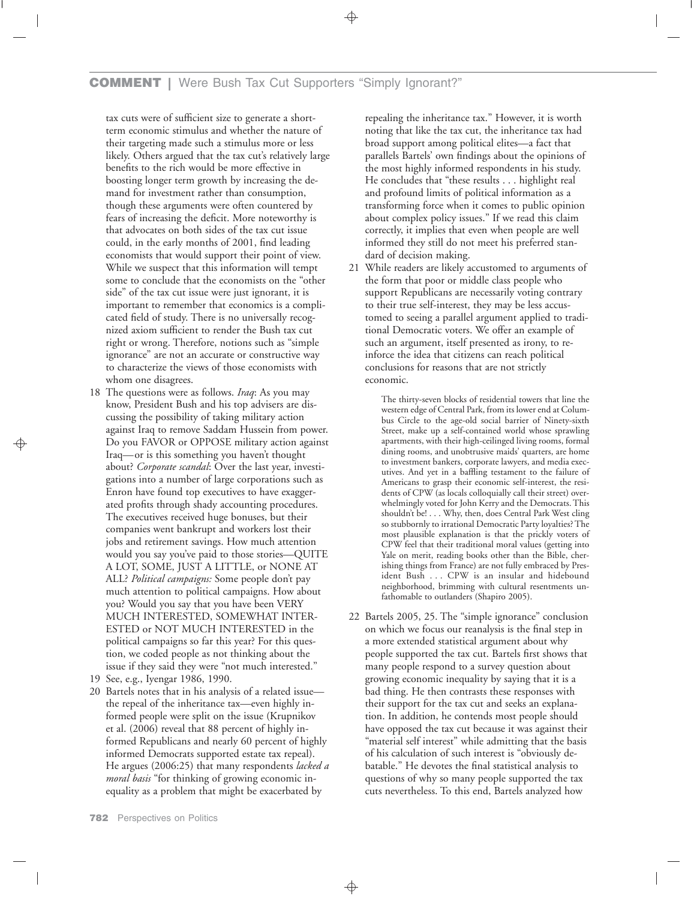tax cuts were of sufficient size to generate a short-term economic stimulus and whether the nature of their targeting made such a stimulus more or less likely. Others argued that the tax cut's relatively large benefits to the rich would be more effective in boosting longer term growth by increasing the demand for investment rather than consumption, though these arguments were often countered by fears of increasing the deficit. More noteworthy is that advocates on both sides of the tax cut issue could, in the early months of 2001, find leading economists that would support their point of view. While we suspect that this information will tempt some to conclude that the economists on the "other side" of the tax cut issue were just ignorant, it is important to remember that economics is a complicated field of study. There is no universally recognized axiom sufficient to render the Bush tax cut right or wrong. Therefore, notions such as "simple ignorance" are not an accurate or constructive way to characterize the views of those economists with whom one disagrees.

18 The questions were as follows. *Iraq*: As you may know, President Bush and his top advisers are discussing the possibility of taking military action against Iraq to remove Saddam Hussein from power. Do you FAVOR or OPPOSE military action against Iraq—or is this something you haven't thought about? *Corporate scandal*: Over the last year, investigations into a number of large corporations such as Enron have found top executives to have exaggerated profits through shady accounting procedures. The executives received huge bonuses, but their companies went bankrupt and workers lost their jobs and retirement savings. How much attention would you say you've paid to those stories—QUITE A LOT, SOME, JUST A LITTLE, or NONE AT ALL? *Political campaigns:* Some people don't pay much attention to political campaigns. How about you? Would you say that you have been VERY MUCH INTERESTED, SOMEWHAT INTERESTED or NOT MUCH INTERESTED in the political campaigns so far this year? For this question, we coded people as not thinking about the issue if they said they were "not much interested."

19 See, e.g., Iyengar 1986, 1990.

20 Bartels notes that in his analysis of a related issue—the repeal of the inheritance tax—even highly informed people were split on the issue (Krupnikov et al. (2006) reveal that 88 percent of highly informed Republicans and nearly 60 percent of highly informed Democrats supported estate tax repeal). He argues (2006:25) that many respondents *lacked a moral basis* "for thinking of growing economic inequality as a problem that might be exacerbated by repealing the inheritance tax." However, it is worth noting that like the tax cut, the inheritance tax had broad support among political elites—a fact that parallels Bartels' own findings about the opinions of the most highly informed respondents in his study. He concludes that "these results . . . highlight real and profound limits of political information as a transforming force when it comes to public opinion about complex policy issues." If we read this claim correctly, it implies that even when people are well informed they still do not meet his preferred standard of decision making.

21 While readers are likely accustomed to arguments of the form that poor or middle class people who support Republicans are necessarily voting contrary to their true self-interest, they may be less accustomed to seeing a parallel argument applied to traditional Democratic voters. We offer an example of such an argument, itself presented as irony, to reinforce the idea that citizens can reach political conclusions for reasons that are not strictly economic.

> The thirty-seven blocks of residential towers that line the western edge of Central Park, from its lower end at Columbus Circle to the age-old social barrier of Ninety-sixth Street, make up a self-contained world whose sprawling apartments, with their high-ceilinged living rooms, formal dining rooms, and unobtrusive maids' quarters, are home to investment bankers, corporate lawyers, and media executives. And yet in a baffling testament to the failure of Americans to grasp their economic self-interest, the residents of CPW (as locals colloquially call their street) overwhelmingly voted for John Kerry and the Democrats. This shouldn't be! . . . Why, then, does Central Park West cling so stubbornly to irrational Democratic Party loyalties? The most plausible explanation is that the prickly voters of CPW feel that their traditional moral values (getting into Yale on merit, reading books other than the Bible, cherishing things from France) are not fully embraced by President Bush . . . CPW is an insular and hidebound neighborhood, brimming with cultural resentments unfathomable to outlanders (Shapiro 2005).

22 Bartels 2005, 25. The "simple ignorance" conclusion on which we focus our reanalysis is the final step in a more extended statistical argument about why people supported the tax cut. Bartels first shows that many people respond to a survey question about growing economic inequality by saying that it is a bad thing. He then contrasts these responses with their support for the tax cut and seeks an explanation. In addition, he contends most people should have opposed the tax cut because it was against their "material self interest" while admitting that the basis of his calculation of such interest is "obviously debatable." He devotes the final statistical analysis to questions of why so many people supported the tax cuts nevertheless. To this end, Bartels analyzed how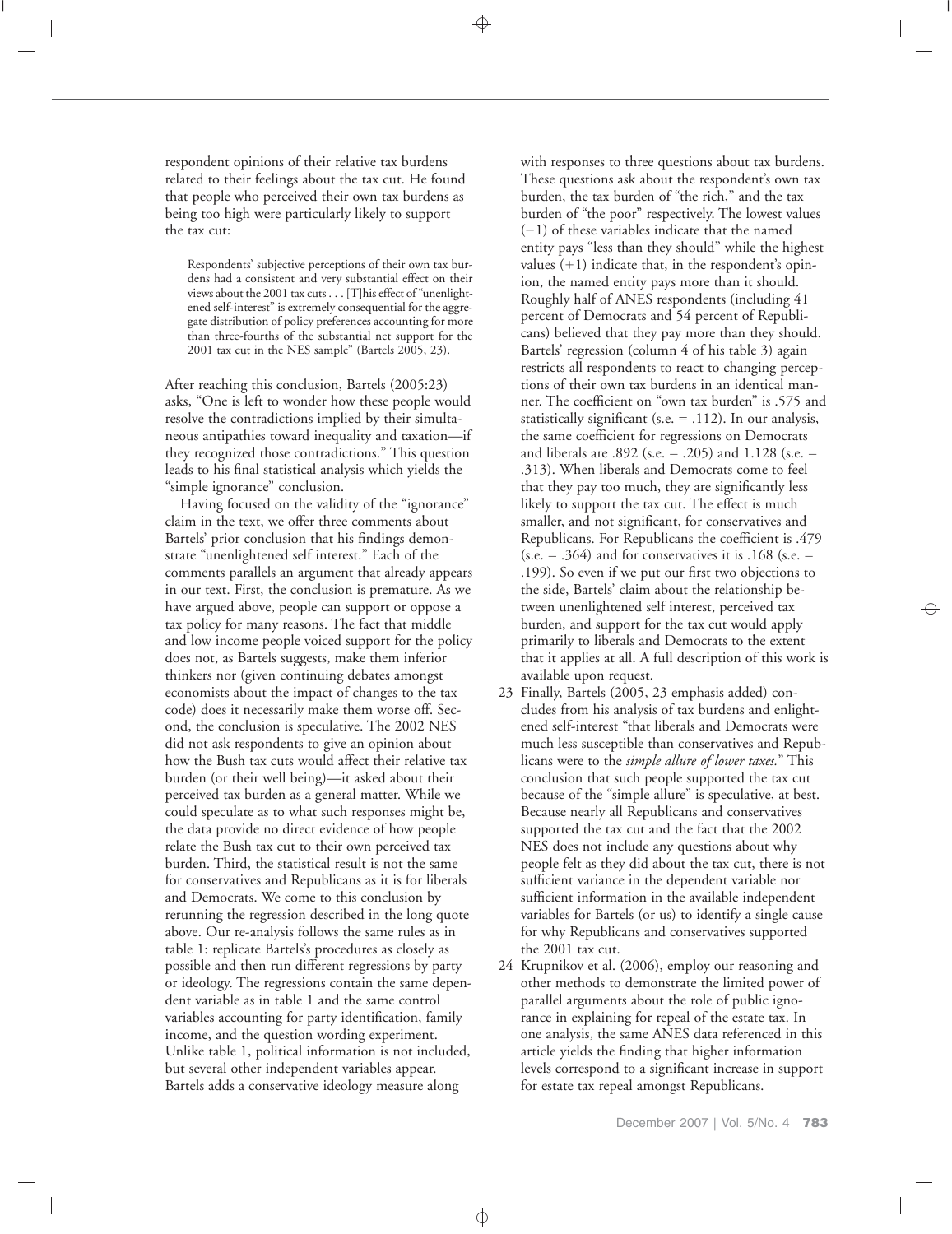respondent opinions of their relative tax burdens related to their feelings about the tax cut. He found that people who perceived their own tax burdens as being too high were particularly likely to support the tax cut:

> Respondents' subjective perceptions of their own tax burdens had a consistent and very substantial effect on their views about the 2001 tax cuts . . . [T]his effect of "unenlightened self-interest" is extremely consequential for the aggregate distribution of policy preferences accounting for more than three-fourths of the substantial net support for the 2001 tax cut in the NES sample" (Bartels 2005, 23).

After reaching this conclusion, Bartels (2005:23) asks, "One is left to wonder how these people would resolve the contradictions implied by their simultaneous antipathies toward inequality and taxation—if they recognized those contradictions." This question leads to his final statistical analysis which yields the "simple ignorance" conclusion.

Having focused on the validity of the "ignorance" claim in the text, we offer three comments about Bartels' prior conclusion that his findings demonstrate "unenlightened self interest." Each of the comments parallels an argument that already appears in our text. First, the conclusion is premature. As we have argued above, people can support or oppose a tax policy for many reasons. The fact that middle and low income people voiced support for the policy does not, as Bartels suggests, make them inferior thinkers nor (given continuing debates amongst economists about the impact of changes to the tax code) does it necessarily make them worse off. Second, the conclusion is speculative. The 2002 NES did not ask respondents to give an opinion about how the Bush tax cuts would affect their relative tax burden (or their well being)—it asked about their perceived tax burden as a general matter. While we could speculate as to what such responses might be, the data provide no direct evidence of how people relate the Bush tax cut to their own perceived tax burden. Third, the statistical result is not the same for conservatives and Republicans as it is for liberals and Democrats. We come to this conclusion by rerunning the regression described in the long quote above. Our re-analysis follows the same rules as in table 1: replicate Bartels's procedures as closely as possible and then run different regressions by party or ideology. The regressions contain the same dependent variable as in table 1 and the same control variables accounting for party identification, family income, and the question wording experiment. Unlike table 1, political information is not included, but several other independent variables appear. Bartels adds a conservative ideology measure along with responses to three questions about tax burdens. These questions ask about the respondent's own tax burden, the tax burden of "the rich," and the tax burden of "the poor" respectively. The lowest values ($-1$) of these variables indicate that the named entity pays "less than they should" while the highest values ($+1$) indicate that, in the respondent's opinion, the named entity pays more than it should. Roughly half of ANES respondents (including 41 percent of Democrats and 54 percent of Republicans) believed that they pay more than they should. Bartels' regression (column 4 of his table 3) again restricts all respondents to react to changing perceptions of their own tax burdens in an identical manner. The coefficient on "own tax burden" is .575 and statistically significant (s.e. = .112). In our analysis, the same coefficient for regressions on Democrats and liberals are .892 (s.e. = .205) and 1.128 (s.e. = .313). When liberals and Democrats come to feel that they pay too much, they are significantly less likely to support the tax cut. The effect is much smaller, and not significant, for conservatives and Republicans. For Republicans the coefficient is .479 (s.e. = .364) and for conservatives it is .168 (s.e. = .199). So even if we put our first two objections to the side, Bartels' claim about the relationship between unenlightened self interest, perceived tax burden, and support for the tax cut would apply primarily to liberals and Democrats to the extent that it applies at all. A full description of this work is available upon request.

23 Finally, Bartels (2005, 23 emphasis added) concludes from his analysis of tax burdens and enlightened self-interest "that liberals and Democrats were much less susceptible than conservatives and Republicans were to the *simple allure of lower taxes.*" This conclusion that such people supported the tax cut because of the "simple allure" is speculative, at best. Because nearly all Republicans and conservatives supported the tax cut and the fact that the 2002 NES does not include any questions about why people felt as they did about the tax cut, there is not sufficient variance in the dependent variable nor sufficient information in the available independent variables for Bartels (or us) to identify a single cause for why Republicans and conservatives supported the 2001 tax cut.

24 Krupnikov et al. (2006), employ our reasoning and other methods to demonstrate the limited power of parallel arguments about the role of public ignorance in explaining for repeal of the estate tax. In one analysis, the same ANES data referenced in this article yields the finding that higher information levels correspond to a significant increase in support for estate tax repeal amongst Republicans.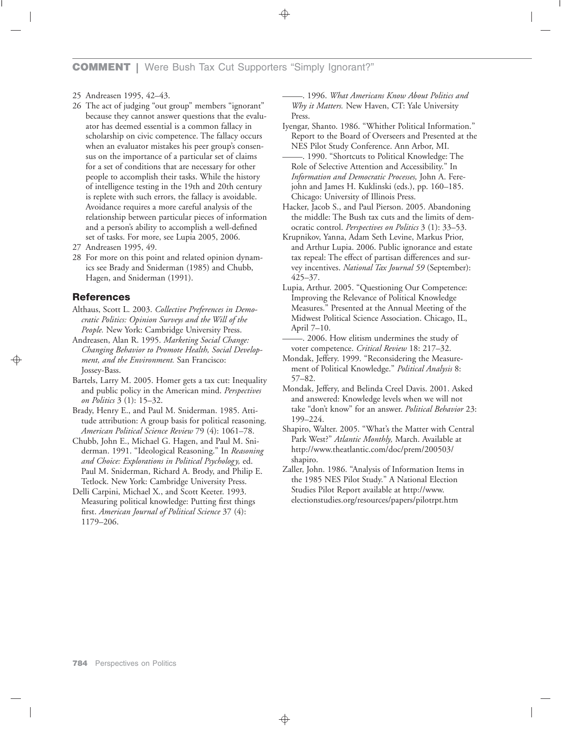25 Andreasen 1995, 42–43.

26 The act of judging "out group" members "ignorant" because they cannot answer questions that the evaluator has deemed essential is a common fallacy in scholarship on civic competence. The fallacy occurs when an evaluator mistakes his peer group's consensus on the importance of a particular set of claims for a set of conditions that are necessary for other people to accomplish their tasks. While the history of intelligence testing in the 19th and 20th century is replete with such errors, the fallacy is avoidable. Avoidance requires a more careful analysis of the relationship between particular pieces of information and a person's ability to accomplish a well-defined set of tasks. For more, see Lupia 2005, 2006.

27 Andreasen 1995, 49.

28 For more on this point and related opinion dynamics see Brady and Sniderman (1985) and Chubb, Hagen, and Sniderman (1991).

## References

Althaus, Scott L. 2003. *Collective Preferences in Democratic Politics: Opinion Surveys and the Will of the People.* New York: Cambridge University Press.

Andreasen, Alan R. 1995. *Marketing Social Change: Changing Behavior to Promote Health, Social Development, and the Environment.* San Francisco: Jossey-Bass.

Bartels, Larry M. 2005. Homer gets a tax cut: Inequality and public policy in the American mind. *Perspectives on Politics* 3 (1): 15–32.

Brady, Henry E., and Paul M. Sniderman. 1985. Attitude attribution: A group basis for political reasoning. *American Political Science Review* 79 (4): 1061–78.

Chubb, John E., Michael G. Hagen, and Paul M. Sniderman. 1991. "Ideological Reasoning." In *Reasoning and Choice: Explorations in Political Psychology,* ed. Paul M. Sniderman, Richard A. Brody, and Philip E. Tetlock. New York: Cambridge University Press.

Delli Carpini, Michael X., and Scott Keeter. 1993. Measuring political knowledge: Putting first things first. *American Journal of Political Science* 37 (4): 1179–206.

———. 1996. *What Americans Know About Politics and Why it Matters.* New Haven, CT: Yale University Press.

Iyengar, Shanto. 1986. "Whither Political Information." Report to the Board of Overseers and Presented at the NES Pilot Study Conference. Ann Arbor, MI.

———. 1990. "Shortcuts to Political Knowledge: The Role of Selective Attention and Accessibility." In *Information and Democratic Processes,* John A. Ferejohn and James H. Kuklinski (eds.), pp. 160–185. Chicago: University of Illinois Press.

Hacker, Jacob S., and Paul Pierson. 2005. Abandoning the middle: The Bush tax cuts and the limits of democratic control. *Perspectives on Politics* 3 (1): 33–53.

Krupnikov, Yanna, Adam Seth Levine, Markus Prior, and Arthur Lupia. 2006. Public ignorance and estate tax repeal: The effect of partisan differences and survey incentives. *National Tax Journal 59* (September): 425–37.

Lupia, Arthur. 2005. "Questioning Our Competence: Improving the Relevance of Political Knowledge Measures." Presented at the Annual Meeting of the Midwest Political Science Association. Chicago, IL, April 7–10.

———. 2006. How elitism undermines the study of voter competence. *Critical Review* 18: 217–32.

Mondak, Jeffery. 1999. "Reconsidering the Measurement of Political Knowledge." *Political Analysis* 8: 57–82.

Mondak, Jeffery, and Belinda Creel Davis. 2001. Asked and answered: Knowledge levels when we will not take "don't know" for an answer. *Political Behavior* 23: 199–224.

Shapiro, Walter. 2005. "What's the Matter with Central Park West?" *Atlantic Monthly,* March. Available at http://www.theatlantic.com/doc/prem/200503/shapiro.

Zaller, John. 1986. "Analysis of Information Items in the 1985 NES Pilot Study." A National Election Studies Pilot Report available at http://www.electionstudies.org/resources/papers/pilotrpt.htm